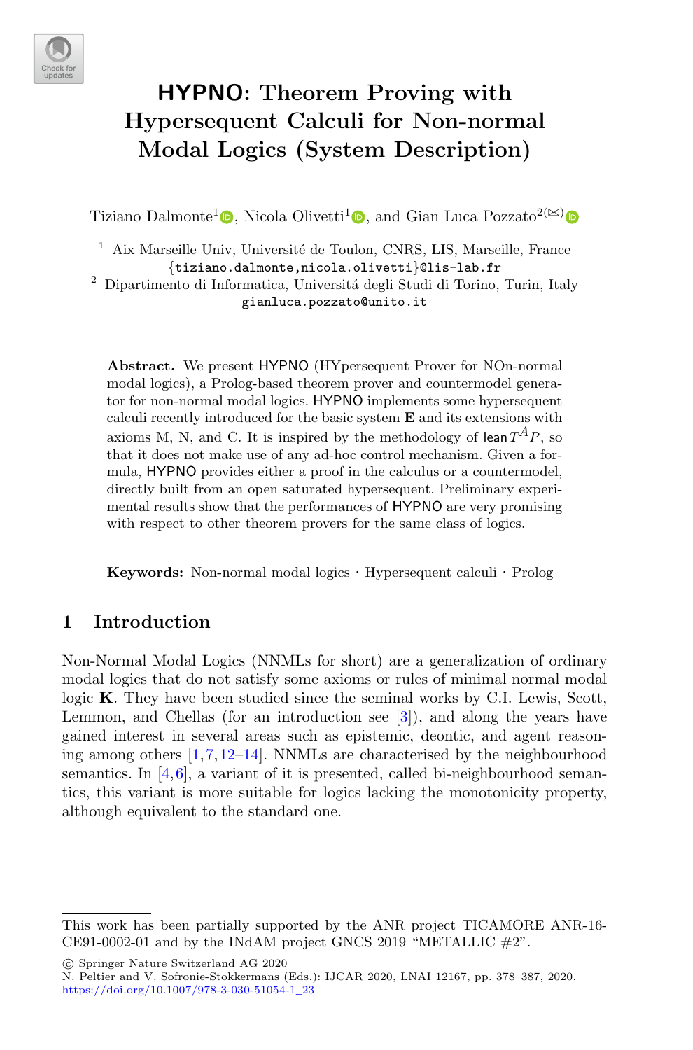# HYPNO: Theorem Proving with Hypersequent Calculi for Non-normal Modal Logics (System Description)

Tiziano Dalmonte[1], Nicola Olivetti[1], and Gian Luca Pozzato[2](✉)

[1] Aix Marseille Univ, Université de Toulon, CNRS, LIS, Marseille, France
{tiziano.dalmonte,nicola.olivetti}@lis-lab.fr

[2] Dipartimento di Informatica, Universitá degli Studi di Torino, Turin, Italy
gianluca.pozzato@unito.it

**Abstract.** We present HYPNO (HYpersequent Prover for NOn-normal modal logics), a Prolog-based theorem prover and countermodel generator for non-normal modal logics. HYPNO implements some hypersequent calculi recently introduced for the basic system **E** and its extensions with axioms M, N, and C. It is inspired by the methodology of lean$T^AP$, so that it does not make use of any ad-hoc control mechanism. Given a formula, HYPNO provides either a proof in the calculus or a countermodel, directly built from an open saturated hypersequent. Preliminary experimental results show that the performances of HYPNO are very promising with respect to other theorem provers for the same class of logics.

**Keywords:** Non-normal modal logics · Hypersequent calculi · Prolog

## 1 Introduction

Non-Normal Modal Logics (NNMLs for short) are a generalization of ordinary modal logics that do not satisfy some axioms or rules of minimal normal modal logic **K**. They have been studied since the seminal works by C.I. Lewis, Scott, Lemmon, and Chellas (for an introduction see [3]), and along the years have gained interest in several areas such as epistemic, deontic, and agent reasoning among others [1,7,12–14]. NNMLs are characterised by the neighbourhood semantics. In [4,6], a variant of it is presented, called bi-neighbourhood semantics, this variant is more suitable for logics lacking the monotonicity property, although equivalent to the standard one.

This work has been partially supported by the ANR project TICAMORE ANR-16-CE91-0002-01 and by the INdAM project GNCS 2019 "METALLIC #2".

© Springer Nature Switzerland AG 2020
N. Peltier and V. Sofronie-Stokkermans (Eds.): IJCAR 2020, LNAI 12167, pp. 378–387, 2020.
https://doi.org/10.1007/978-3-030-51054-1_23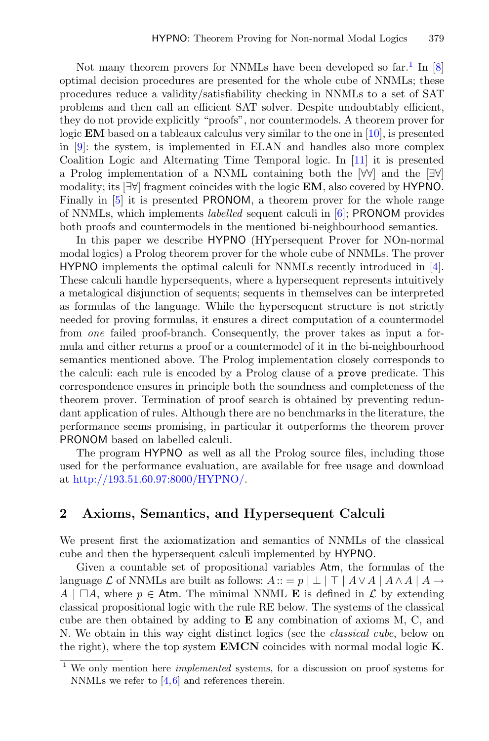Not many theorem provers for NNMLs have been developed so far.[1] In [8] optimal decision procedures are presented for the whole cube of NNMLs; these procedures reduce a validity/satisfiability checking in NNMLs to a set of SAT problems and then call an efficient SAT solver. Despite undoubtably efficient, they do not provide explicitly "proofs", nor countermodels. A theorem prover for logic **EM** based on a tableaux calculus very similar to the one in [10], is presented in [9]: the system, is implemented in ELAN and handles also more complex Coalition Logic and Alternating Time Temporal logic. In [11] it is presented a Prolog implementation of a NNML containing both the $[\forall\forall]$ and the $[\exists\forall]$ modality; its $[\exists\forall]$ fragment coincides with the logic **EM**, also covered by HYPNO. Finally in [5] it is presented PRONOM, a theorem prover for the whole range of NNMLs, which implements *labelled* sequent calculi in [6]; PRONOM provides both proofs and countermodels in the mentioned bi-neighbourhood semantics.

In this paper we describe HYPNO (HYpersequent Prover for NOn-normal modal logics) a Prolog theorem prover for the whole cube of NNMLs. The prover HYPNO implements the optimal calculi for NNMLs recently introduced in [4]. These calculi handle hypersequents, where a hypersequent represents intuitively a metalogical disjunction of sequents; sequents in themselves can be interpreted as formulas of the language. While the hypersequent structure is not strictly needed for proving formulas, it ensures a direct computation of a countermodel from *one* failed proof-branch. Consequently, the prover takes as input a formula and either returns a proof or a countermodel of it in the bi-neighbourhood semantics mentioned above. The Prolog implementation closely corresponds to the calculi: each rule is encoded by a Prolog clause of a `prove` predicate. This correspondence ensures in principle both the soundness and completeness of the theorem prover. Termination of proof search is obtained by preventing redundant application of rules. Although there are no benchmarks in the literature, the performance seems promising, in particular it outperforms the theorem prover PRONOM based on labelled calculi.

The program HYPNO as well as all the Prolog source files, including those used for the performance evaluation, are available for free usage and download at http://193.51.60.97:8000/HYPNO/.

## 2 Axioms, Semantics, and Hypersequent Calculi

We present first the axiomatization and semantics of NNMLs of the classical cube and then the hypersequent calculi implemented by HYPNO.

Given a countable set of propositional variables $\mathsf{Atm}$, the formulas of the language $\mathcal{L}$ of NNMLs are built as follows: $A ::= p \mid \bot \mid \top \mid A \vee A \mid A \wedge A \mid A \rightarrow A \mid \Box A$, where $p \in \mathsf{Atm}$. The minimal NNML **E** is defined in $\mathcal{L}$ by extending classical propositional logic with the rule RE below. The systems of the classical cube are then obtained by adding to **E** any combination of axioms M, C, and N. We obtain in this way eight distinct logics (see the *classical cube*, below on the right), where the top system **EMCN** coincides with normal modal logic **K**.

[1] We only mention here *implemented* systems, for a discussion on proof systems for NNMLs we refer to [4,6] and references therein.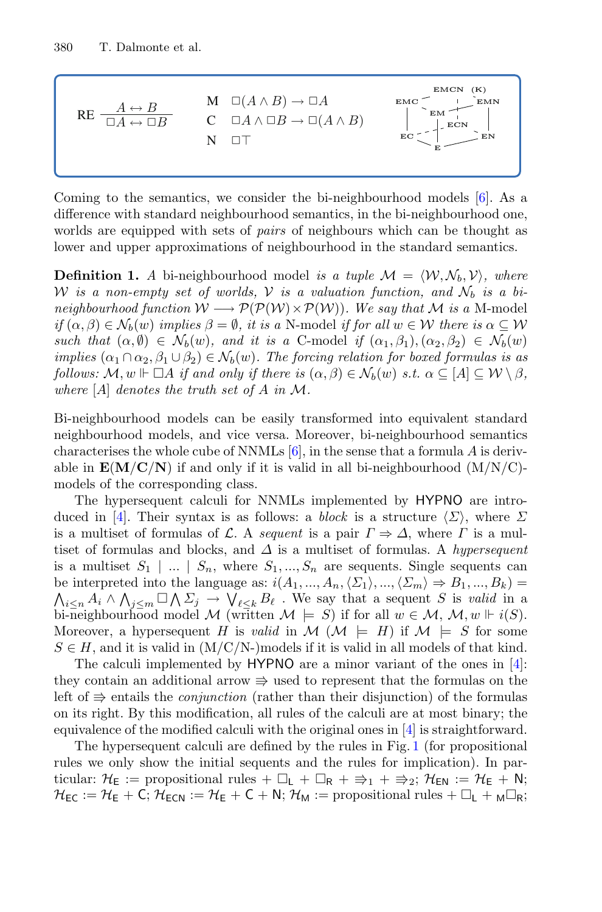RE $\dfrac{A \leftrightarrow B}{\Box A \leftrightarrow \Box B}$

M $\Box(A \wedge B) \rightarrow \Box A$

C $\Box A \wedge \Box B \rightarrow \Box(A \wedge B)$

N $\Box\top$

Coming to the semantics, we consider the bi-neighbourhood models [6]. As a difference with standard neighbourhood semantics, in the bi-neighbourhood one, worlds are equipped with sets of *pairs* of neighbours which can be thought as lower and upper approximations of neighbourhood in the standard semantics.

**Definition 1.** *A* bi-neighbourhood model *is a tuple* $\mathcal{M} = \langle \mathcal{W}, \mathcal{N}_b, \mathcal{V} \rangle$*, where* $\mathcal{W}$ *is a non-empty set of worlds,* $\mathcal{V}$ *is a valuation function, and* $\mathcal{N}_b$ *is a bi-neighbourhood function* $\mathcal{W} \longrightarrow \mathcal{P}(\mathcal{P}(\mathcal{W}) \times \mathcal{P}(\mathcal{W}))$*. We say that* $\mathcal{M}$ *is a* M-model *if* $(\alpha, \beta) \in \mathcal{N}_b(w)$ *implies* $\beta = \emptyset$*, it is a* N-model *if for all* $w \in \mathcal{W}$ *there is* $\alpha \subseteq \mathcal{W}$ *such that* $(\alpha, \emptyset) \in \mathcal{N}_b(w)$*, and it is a* C-model *if* $(\alpha_1, \beta_1), (\alpha_2, \beta_2) \in \mathcal{N}_b(w)$ *implies* $(\alpha_1 \cap \alpha_2, \beta_1 \cup \beta_2) \in \mathcal{N}_b(w)$*. The forcing relation for boxed formulas is as follows:* $\mathcal{M}, w \Vdash \Box A$ *if and only if there is* $(\alpha, \beta) \in \mathcal{N}_b(w)$ *s.t.* $\alpha \subseteq [A] \subseteq \mathcal{W} \setminus \beta$*, where* $[A]$ *denotes the truth set of* $A$ *in* $\mathcal{M}$*.*

Bi-neighbourhood models can be easily transformed into equivalent standard neighbourhood models, and vice versa. Moreover, bi-neighbourhood semantics characterises the whole cube of NNMLs [6], in the sense that a formula $A$ is derivable in $\mathbf{E(M/C/N)}$ if and only if it is valid in all bi-neighbourhood (M/N/C)-models of the corresponding class.

The hypersequent calculi for NNMLs implemented by HYPNO are introduced in [4]. Their syntax is as follows: a *block* is a structure $\langle \Sigma \rangle$, where $\Sigma$ is a multiset of formulas of $\mathcal{L}$. A *sequent* is a pair $\Gamma \Rightarrow \Delta$, where $\Gamma$ is a multiset of formulas and blocks, and $\Delta$ is a multiset of formulas. A *hypersequent* is a multiset $S_1 \mid ... \mid S_n$, where $S_1, ..., S_n$ are sequents. Single sequents can be interpreted into the language as: $i(A_1, ..., A_n, \langle \Sigma_1 \rangle, ..., \langle \Sigma_m \rangle \Rightarrow B_1, ..., B_k) = \bigwedge_{i \leq n} A_i \wedge \bigwedge_{j \leq m} \Box \bigwedge \Sigma_j \rightarrow \bigvee_{\ell \leq k} B_\ell$ . We say that a sequent $S$ is *valid* in a bi-neighbourhood model $\mathcal{M}$ (written $\mathcal{M} \models S$) if for all $w \in \mathcal{M}$, $\mathcal{M}, w \Vdash i(S)$. Moreover, a hypersequent $H$ is *valid* in $\mathcal{M}$ ($\mathcal{M} \models H$) if $\mathcal{M} \models S$ for some $S \in H$, and it is valid in (M/C/N-)models if it is valid in all models of that kind.

The calculi implemented by HYPNO are a minor variant of the ones in [4]: they contain an additional arrow $\Rrightarrow$ used to represent that the formulas on the left of $\Rrightarrow$ entails the *conjunction* (rather than their disjunction) of the formulas on its right. By this modification, all rules of the calculi are at most binary; the equivalence of the modified calculi with the original ones in [4] is straightforward.

The hypersequent calculi are defined by the rules in Fig. 1 (for propositional rules we only show the initial sequents and the rules for implication). In particular: $\mathcal{H}_{\mathsf{E}}$ := propositional rules + $\Box_{\mathsf{L}}$ + $\Box_{\mathsf{R}}$ + $\Rrightarrow_1$ + $\Rrightarrow_2$; $\mathcal{H}_{\mathsf{EN}}$ := $\mathcal{H}_{\mathsf{E}}$ + N; $\mathcal{H}_{\mathsf{EC}}$ := $\mathcal{H}_{\mathsf{E}}$ + C; $\mathcal{H}_{\mathsf{ECN}}$ := $\mathcal{H}_{\mathsf{E}}$ + C + N; $\mathcal{H}_{\mathsf{M}}$ := propositional rules + $\Box_{\mathsf{L}}$ + ${}_{\mathsf{M}}\Box_{\mathsf{R}}$;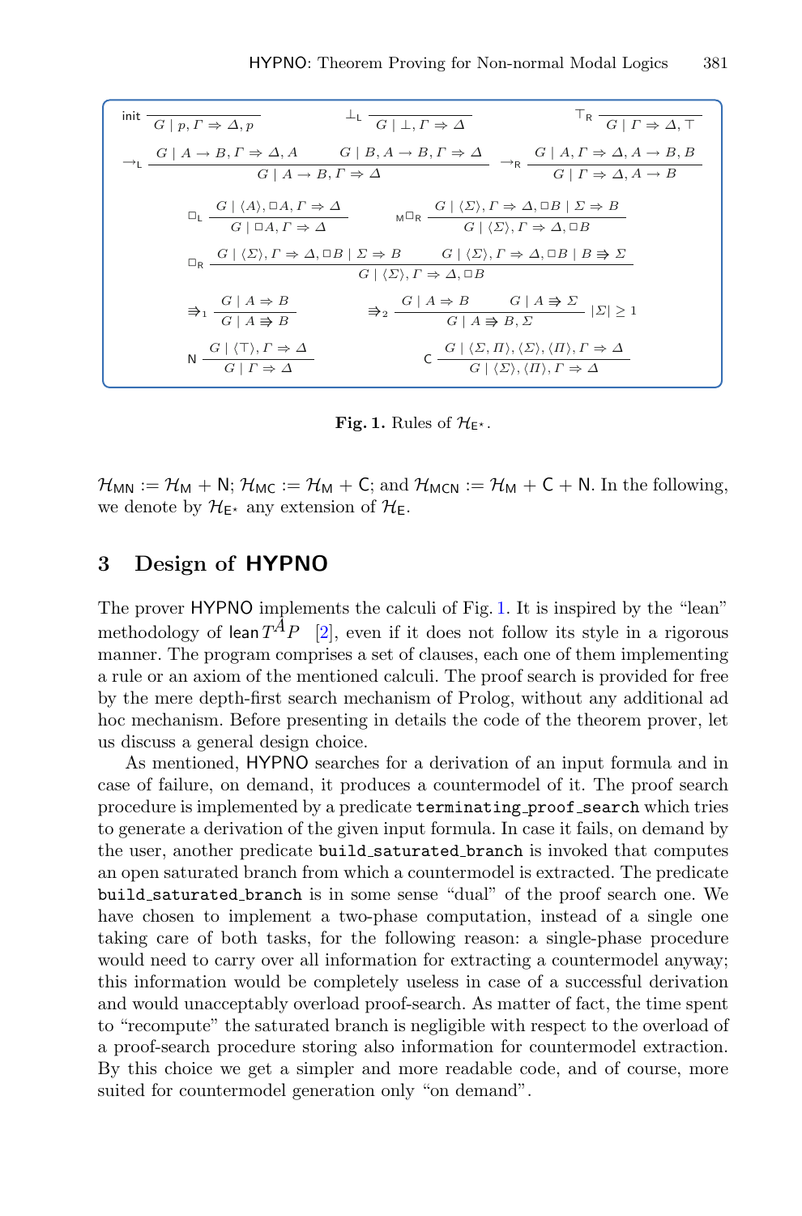$$\text{init}\ \frac{}{G \mid p, \Gamma \Rightarrow \Delta, p} \qquad \bot_\mathsf{L}\ \frac{}{G \mid \bot, \Gamma \Rightarrow \Delta} \qquad \top_\mathsf{R}\ \frac{}{G \mid \Gamma \Rightarrow \Delta, \top}$$

$$\rightarrow_\mathsf{L}\ \frac{G \mid A \rightarrow B, \Gamma \Rightarrow \Delta, A \qquad G \mid B, A \rightarrow B, \Gamma \Rightarrow \Delta}{G \mid A \rightarrow B, \Gamma \Rightarrow \Delta} \qquad \rightarrow_\mathsf{R}\ \frac{G \mid A, \Gamma \Rightarrow \Delta, A \rightarrow B, B}{G \mid \Gamma \Rightarrow \Delta, A \rightarrow B}$$

$$\Box_\mathsf{L}\ \frac{G \mid \langle A \rangle, \Box A, \Gamma \Rightarrow \Delta}{G \mid \Box A, \Gamma \Rightarrow \Delta} \qquad {}_\mathsf{M}\Box_\mathsf{R}\ \frac{G \mid \langle \Sigma \rangle, \Gamma \Rightarrow \Delta, \Box B \mid \Sigma \Rightarrow B}{G \mid \langle \Sigma \rangle, \Gamma \Rightarrow \Delta, \Box B}$$

$$\Box_\mathsf{R}\ \frac{G \mid \langle \Sigma \rangle, \Gamma \Rightarrow \Delta, \Box B \mid \Sigma \Rightarrow B \qquad G \mid \langle \Sigma \rangle, \Gamma \Rightarrow \Delta, \Box B \mid B \Rrightarrow \Sigma}{G \mid \langle \Sigma \rangle, \Gamma \Rightarrow \Delta, \Box B}$$

$$\Rrightarrow_1\ \frac{G \mid A \Rightarrow B}{G \mid A \Rrightarrow B} \qquad \Rrightarrow_2\ \frac{G \mid A \Rightarrow B \qquad G \mid A \Rrightarrow \Sigma}{G \mid A \Rrightarrow B, \Sigma}\ |\Sigma| \geq 1$$

$$\mathsf{N}\ \frac{G \mid \langle \top \rangle, \Gamma \Rightarrow \Delta}{G \mid \Gamma \Rightarrow \Delta} \qquad \mathsf{C}\ \frac{G \mid \langle \Sigma, \Pi \rangle, \langle \Sigma \rangle, \langle \Pi \rangle, \Gamma \Rightarrow \Delta}{G \mid \langle \Sigma \rangle, \langle \Pi \rangle, \Gamma \Rightarrow \Delta}$$

**Fig. 1.** Rules of $\mathcal{H}_{\mathsf{E}^\star}$.

$\mathcal{H}_{\mathsf{MN}} := \mathcal{H}_{\mathsf{M}} + \mathsf{N}$; $\mathcal{H}_{\mathsf{MC}} := \mathcal{H}_{\mathsf{M}} + \mathsf{C}$; and $\mathcal{H}_{\mathsf{MCN}} := \mathcal{H}_{\mathsf{M}} + \mathsf{C} + \mathsf{N}$. In the following, we denote by $\mathcal{H}_{\mathsf{E}^\star}$ any extension of $\mathcal{H}_{\mathsf{E}}$.

## 3 Design of HYPNO

The prover HYPNO implements the calculi of Fig. 1. It is inspired by the "lean" methodology of lean$T^AP$ [2], even if it does not follow its style in a rigorous manner. The program comprises a set of clauses, each one of them implementing a rule or an axiom of the mentioned calculi. The proof search is provided for free by the mere depth-first search mechanism of Prolog, without any additional ad hoc mechanism. Before presenting in details the code of the theorem prover, let us discuss a general design choice.

As mentioned, HYPNO searches for a derivation of an input formula and in case of failure, on demand, it produces a countermodel of it. The proof search procedure is implemented by a predicate `terminating_proof_search` which tries to generate a derivation of the given input formula. In case it fails, on demand by the user, another predicate `build_saturated_branch` is invoked that computes an open saturated branch from which a countermodel is extracted. The predicate `build_saturated_branch` is in some sense "dual" of the proof search one. We have chosen to implement a two-phase computation, instead of a single one taking care of both tasks, for the following reason: a single-phase procedure would need to carry over all information for extracting a countermodel anyway; this information would be completely useless in case of a successful derivation and would unacceptably overload proof-search. As matter of fact, the time spent to "recompute" the saturated branch is negligible with respect to the overload of a proof-search procedure storing also information for countermodel extraction. By this choice we get a simpler and more readable code, and of course, more suited for countermodel generation only "on demand".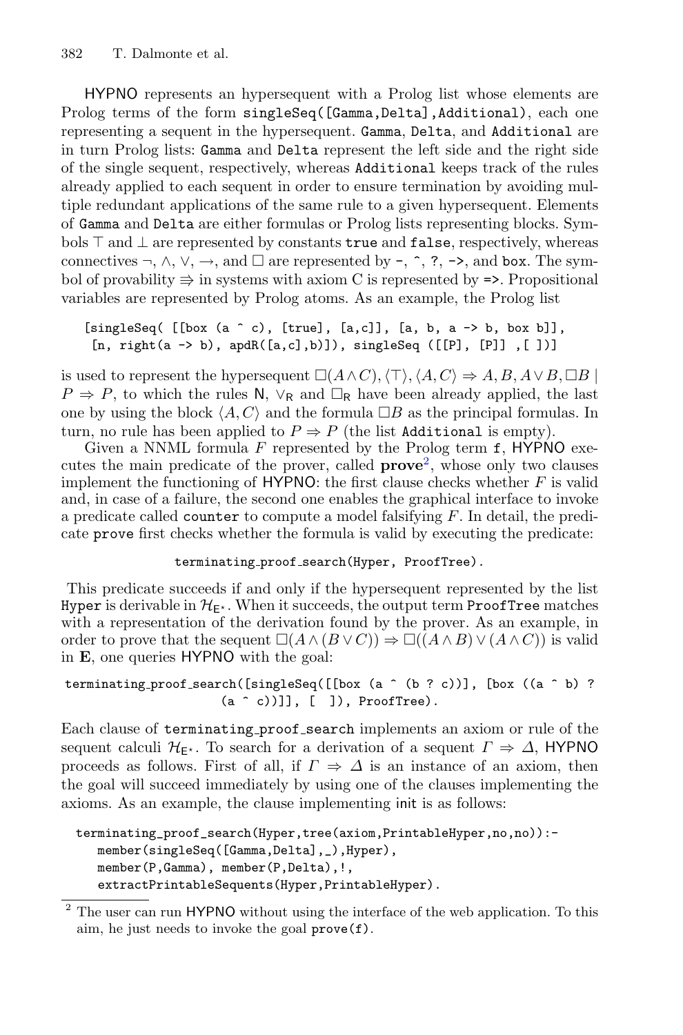HYPNO represents an hypersequent with a Prolog list whose elements are Prolog terms of the form `singleSeq([Gamma,Delta],Additional)`, each one representing a sequent in the hypersequent. `Gamma`, `Delta`, and `Additional` are in turn Prolog lists: `Gamma` and `Delta` represent the left side and the right side of the single sequent, respectively, whereas `Additional` keeps track of the rules already applied to each sequent in order to ensure termination by avoiding multiple redundant applications of the same rule to a given hypersequent. Elements of `Gamma` and `Delta` are either formulas or Prolog lists representing blocks. Symbols $\top$ and $\bot$ are represented by constants `true` and `false`, respectively, whereas connectives $\neg$, $\wedge$, $\vee$, $\rightarrow$, and $\Box$ are represented by `-`, `^`, `?`, `->`, and `box`. The symbol of provability $\Rrightarrow$ in systems with axiom C is represented by `=>`. Propositional variables are represented by Prolog atoms. As an example, the Prolog list

```
[singleSeq( [[box (a ^ c), [true], [a,c]], [a, b, a -> b, box b]],
 [n, right(a -> b), apdR([a,c],b)]), singleSeq ([[P], [P]] ,[ ])]
```

is used to represent the hypersequent $\Box(A\wedge C), \langle\top\rangle, \langle A, C\rangle \Rightarrow A, B, A\vee B, \Box B \mid P \Rightarrow P$, to which the rules $\mathsf{N}$, $\vee_{\mathsf{R}}$ and $\Box_{\mathsf{R}}$ have been already applied, the last one by using the block $\langle A, C\rangle$ and the formula $\Box B$ as the principal formulas. In turn, no rule has been applied to $P \Rightarrow P$ (the list `Additional` is empty).

Given a NNML formula $F$ represented by the Prolog term `f`, HYPNO executes the main predicate of the prover, called **prove**[2], whose only two clauses implement the functioning of HYPNO: the first clause checks whether $F$ is valid and, in case of a failure, the second one enables the graphical interface to invoke a predicate called `counter` to compute a model falsifying $F$. In detail, the predicate `prove` first checks whether the formula is valid by executing the predicate:

```
terminating_proof_search(Hyper, ProofTree).
```

This predicate succeeds if and only if the hypersequent represented by the list `Hyper` is derivable in $\mathcal{H}_{\mathsf{E}^\star}$. When it succeeds, the output term `ProofTree` matches with a representation of the derivation found by the prover. As an example, in order to prove that the sequent $\Box(A\wedge(B\vee C)) \Rightarrow \Box((A\wedge B)\vee(A\wedge C))$ is valid in **E**, one queries HYPNO with the goal:

```
terminating_proof_search([singleSeq([[box (a ^ (b ? c))], [box ((a ^ b) ?
                    (a ^ c))]], [  ]), ProofTree).
```

Each clause of `terminating_proof_search` implements an axiom or rule of the sequent calculi $\mathcal{H}_{\mathsf{E}^\star}$. To search for a derivation of a sequent $\Gamma \Rightarrow \Delta$, HYPNO proceeds as follows. First of all, if $\Gamma \Rightarrow \Delta$ is an instance of an axiom, then the goal will succeed immediately by using one of the clauses implementing the axioms. As an example, the clause implementing init is as follows:

```
terminating_proof_search(Hyper,tree(axiom,PrintableHyper,no,no)):-
   member(singleSeq([Gamma,Delta],_),Hyper),
   member(P,Gamma), member(P,Delta),!,
   extractPrintableSequents(Hyper,PrintableHyper).
```

[2] The user can run HYPNO without using the interface of the web application. To this aim, he just needs to invoke the goal `prove(f)`.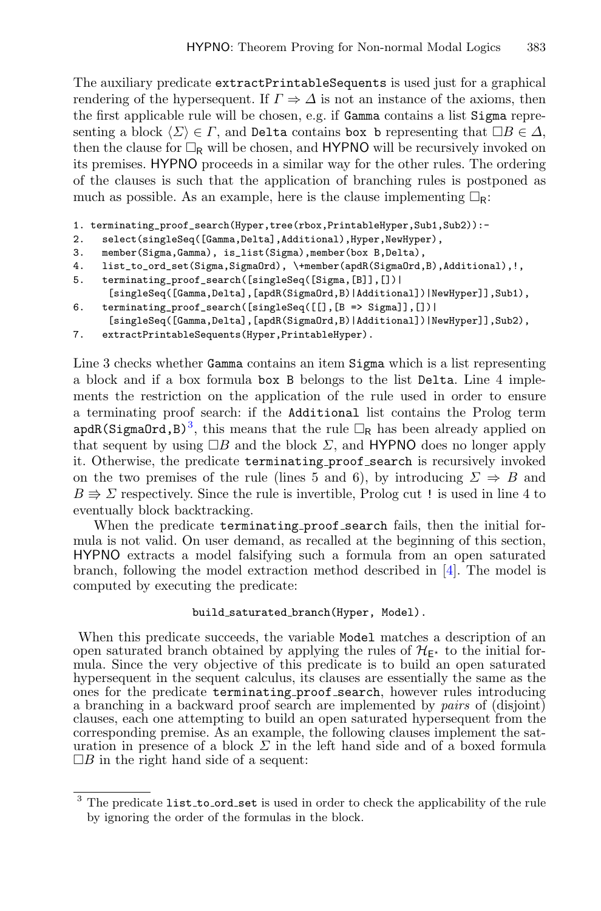The auxiliary predicate `extractPrintableSequents` is used just for a graphical rendering of the hypersequent. If $\Gamma \Rightarrow \Delta$ is not an instance of the axioms, then the first applicable rule will be chosen, e.g. if `Gamma` contains a list `Sigma` representing a block $\langle \Sigma \rangle \in \Gamma$, and `Delta` contains `box b` representing that $\Box B \in \Delta$, then the clause for $\Box_{\mathsf{R}}$ will be chosen, and HYPNO will be recursively invoked on its premises. HYPNO proceeds in a similar way for the other rules. The ordering of the clauses is such that the application of branching rules is postponed as much as possible. As an example, here is the clause implementing $\Box_{\mathsf{R}}$:

```
1. terminating_proof_search(Hyper,tree(rbox,PrintableHyper,Sub1,Sub2)):-
2.   select(singleSeq([Gamma,Delta],Additional),Hyper,NewHyper),
3.   member(Sigma,Gamma), is_list(Sigma),member(box B,Delta),
4.   list_to_ord_set(Sigma,SigmaOrd), \+member(apdR(SigmaOrd,B),Additional),!,
5.   terminating_proof_search([singleSeq([Sigma,[B]],[])|
      [singleSeq([Gamma,Delta],[apdR(SigmaOrd,B)|Additional])|NewHyper]],Sub1),
6.   terminating_proof_search([singleSeq([[],[B => Sigma]],[])|
      [singleSeq([Gamma,Delta],[apdR(SigmaOrd,B)|Additional])|NewHyper]],Sub2),
7.   extractPrintableSequents(Hyper,PrintableHyper).
```

Line 3 checks whether `Gamma` contains an item `Sigma` which is a list representing a block and if a box formula `box B` belongs to the list `Delta`. Line 4 implements the restriction on the application of the rule used in order to ensure a terminating proof search: if the `Additional` list contains the Prolog term `apdR(SigmaOrd,B)`[3], this means that the rule $\Box_{\mathsf{R}}$ has been already applied on that sequent by using $\Box B$ and the block $\Sigma$, and HYPNO does no longer apply it. Otherwise, the predicate `terminating_proof_search` is recursively invoked on the two premises of the rule (lines 5 and 6), by introducing $\Sigma \Rightarrow B$ and $B \Rrightarrow \Sigma$ respectively. Since the rule is invertible, Prolog cut `!` is used in line 4 to eventually block backtracking.

When the predicate `terminating_proof_search` fails, then the initial formula is not valid. On user demand, as recalled at the beginning of this section, HYPNO extracts a model falsifying such a formula from an open saturated branch, following the model extraction method described in [4]. The model is computed by executing the predicate:

`build_saturated_branch(Hyper, Model).`

When this predicate succeeds, the variable `Model` matches a description of an open saturated branch obtained by applying the rules of $\mathcal{H}_{\mathsf{E}^*}$ to the initial formula. Since the very objective of this predicate is to build an open saturated hypersequent in the sequent calculus, its clauses are essentially the same as the ones for the predicate `terminating_proof_search`, however rules introducing a branching in a backward proof search are implemented by *pairs* of (disjoint) clauses, each one attempting to build an open saturated hypersequent from the corresponding premise. As an example, the following clauses implement the saturation in presence of a block $\Sigma$ in the left hand side and of a boxed formula $\Box B$ in the right hand side of a sequent:

---

[3] The predicate `list_to_ord_set` is used in order to check the applicability of the rule by ignoring the order of the formulas in the block.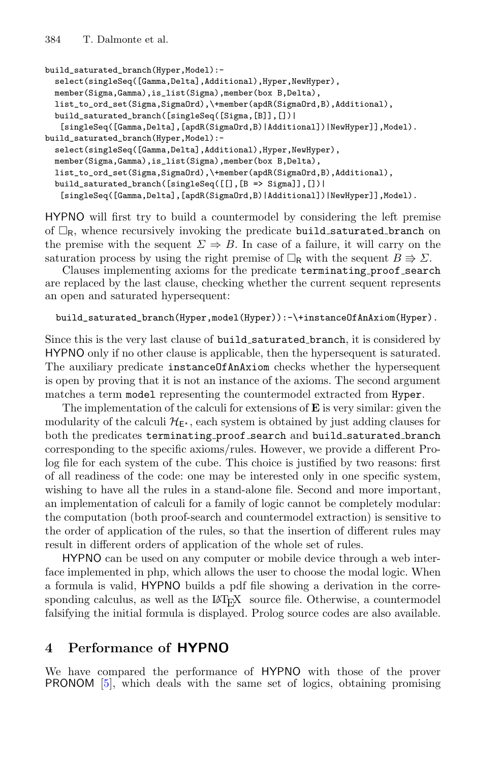```
build_saturated_branch(Hyper,Model):-
  select(singleSeq([Gamma,Delta],Additional),Hyper,NewHyper),
  member(Sigma,Gamma),is_list(Sigma),member(box B,Delta),
  list_to_ord_set(Sigma,SigmaOrd),\+member(apdR(SigmaOrd,B),Additional),
  build_saturated_branch([singleSeq([Sigma,[B]],[])|
   [singleSeq([Gamma,Delta],[apdR(SigmaOrd,B)|Additional])|NewHyper]],Model).
build_saturated_branch(Hyper,Model):-
  select(singleSeq([Gamma,Delta],Additional),Hyper,NewHyper),
  member(Sigma,Gamma),is_list(Sigma),member(box B,Delta),
  list_to_ord_set(Sigma,SigmaOrd),\+member(apdR(SigmaOrd,B),Additional),
  build_saturated_branch([singleSeq([[],[B => Sigma]],[])|
   [singleSeq([Gamma,Delta],[apdR(SigmaOrd,B)|Additional])|NewHyper]],Model).
```

HYPNO will first try to build a countermodel by considering the left premise of $\Box_{\mathsf{R}}$, whence recursively invoking the predicate `build_saturated_branch` on the premise with the sequent $\Sigma \Rightarrow B$. In case of a failure, it will carry on the saturation process by using the right premise of $\Box_{\mathsf{R}}$ with the sequent $B \Rrightarrow \Sigma$.

Clauses implementing axioms for the predicate `terminating_proof_search` are replaced by the last clause, checking whether the current sequent represents an open and saturated hypersequent:

```
build_saturated_branch(Hyper,model(Hyper)):-\+instanceOfAnAxiom(Hyper).
```

Since this is the very last clause of `build_saturated_branch`, it is considered by HYPNO only if no other clause is applicable, then the hypersequent is saturated. The auxiliary predicate `instanceOfAnAxiom` checks whether the hypersequent is open by proving that it is not an instance of the axioms. The second argument matches a term `model` representing the countermodel extracted from `Hyper`.

The implementation of the calculi for extensions of **E** is very similar: given the modularity of the calculi $\mathcal{H}_{\mathsf{E}^*}$, each system is obtained by just adding clauses for both the predicates `terminating_proof_search` and `build_saturated_branch` corresponding to the specific axioms/rules. However, we provide a different Prolog file for each system of the cube. This choice is justified by two reasons: first of all readiness of the code: one may be interested only in one specific system, wishing to have all the rules in a stand-alone file. Second and more important, an implementation of calculi for a family of logic cannot be completely modular: the computation (both proof-search and countermodel extraction) is sensitive to the order of application of the rules, so that the insertion of different rules may result in different orders of application of the whole set of rules.

HYPNO can be used on any computer or mobile device through a web interface implemented in php, which allows the user to choose the modal logic. When a formula is valid, HYPNO builds a pdf file showing a derivation in the corresponding calculus, as well as the LaTeX source file. Otherwise, a countermodel falsifying the initial formula is displayed. Prolog source codes are also available.

## 4 Performance of HYPNO

We have compared the performance of HYPNO with those of the prover PRONOM [5], which deals with the same set of logics, obtaining promising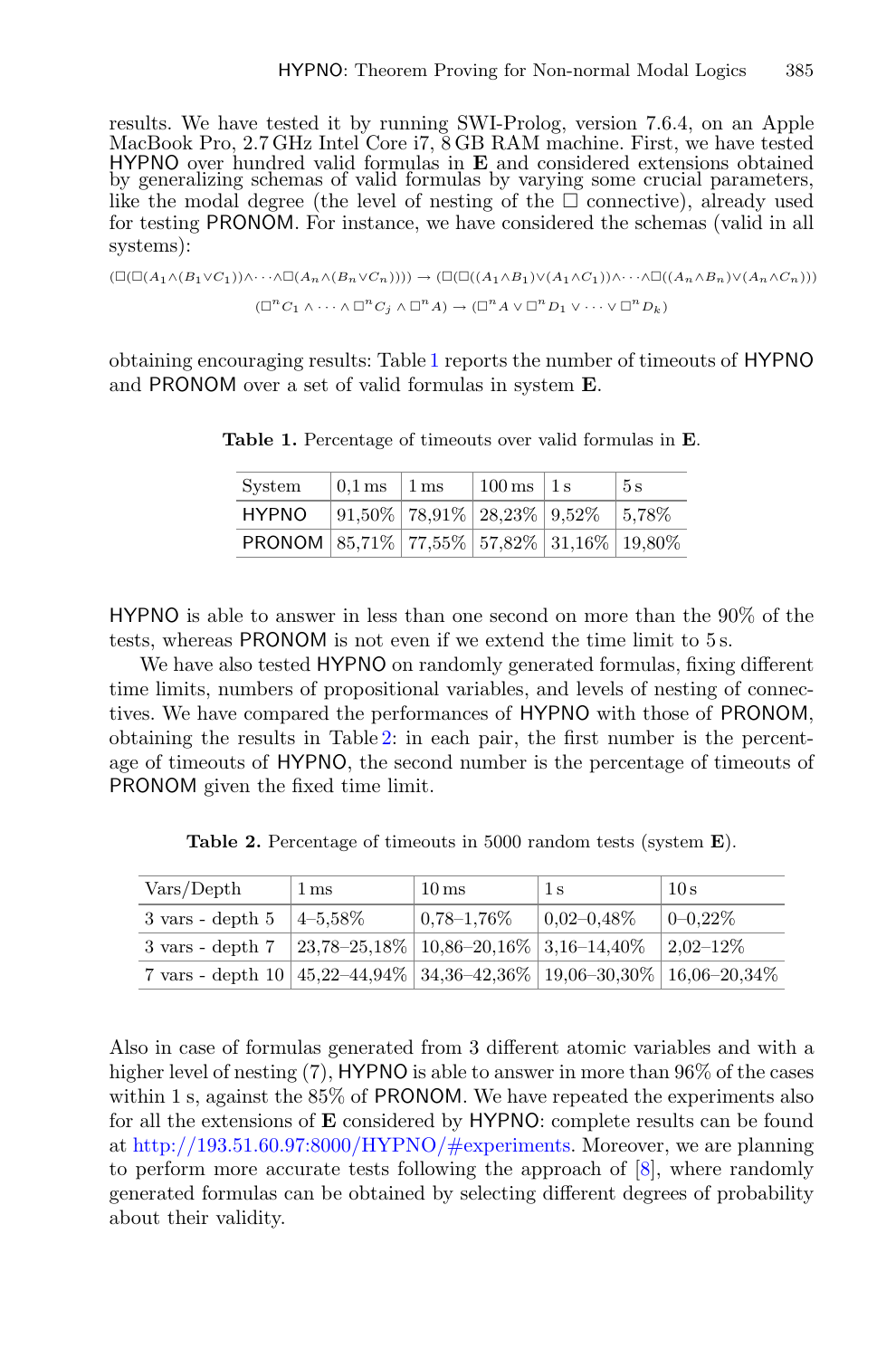results. We have tested it by running SWI-Prolog, version 7.6.4, on an Apple MacBook Pro, 2.7 GHz Intel Core i7, 8 GB RAM machine. First, we have tested HYPNO over hundred valid formulas in **E** and considered extensions obtained by generalizing schemas of valid formulas by varying some crucial parameters, like the modal degree (the level of nesting of the $\Box$ connective), already used for testing PRONOM. For instance, we have considered the schemas (valid in all systems):

$$(\Box(\Box(A_1 \wedge (B_1 \vee C_1)) \wedge \cdots \wedge \Box(A_n \wedge (B_n \vee C_n)))) \rightarrow (\Box(\Box((A_1 \wedge B_1) \vee (A_1 \wedge C_1)) \wedge \cdots \wedge \Box((A_n \wedge B_n) \vee (A_n \wedge C_n)))$$

$$(\Box^n C_1 \wedge \cdots \wedge \Box^n C_j \wedge \Box^n A) \rightarrow (\Box^n A \vee \Box^n D_1 \vee \cdots \vee \Box^n D_k)$$

obtaining encouraging results: Table 1 reports the number of timeouts of HYPNO and PRONOM over a set of valid formulas in system **E**.

**Table 1.** Percentage of timeouts over valid formulas in **E**.

| System | 0,1 ms | 1 ms | 100 ms | 1 s | 5 s |
|---|---|---|---|---|---|
| HYPNO | 91,50% | 78,91% | 28,23% | 9,52% | 5,78% |
| PRONOM | 85,71% | 77,55% | 57,82% | 31,16% | 19,80% |

HYPNO is able to answer in less than one second on more than the 90% of the tests, whereas PRONOM is not even if we extend the time limit to 5 s.

We have also tested HYPNO on randomly generated formulas, fixing different time limits, numbers of propositional variables, and levels of nesting of connectives. We have compared the performances of HYPNO with those of PRONOM, obtaining the results in Table 2: in each pair, the first number is the percentage of timeouts of HYPNO, the second number is the percentage of timeouts of PRONOM given the fixed time limit.

**Table 2.** Percentage of timeouts in 5000 random tests (system **E**).

| Vars/Depth | 1 ms | 10 ms | 1 s | 10 s |
|---|---|---|---|---|
| 3 vars - depth 5 | 4–5,58% | 0,78–1,76% | 0,02–0,48% | 0–0,22% |
| 3 vars - depth 7 | 23,78–25,18% | 10,86–20,16% | 3,16–14,40% | 2,02–12% |
| 7 vars - depth 10 | 45,22–44,94% | 34,36–42,36% | 19,06–30,30% | 16,06–20,34% |

Also in case of formulas generated from 3 different atomic variables and with a higher level of nesting (7), HYPNO is able to answer in more than 96% of the cases within 1 s, against the 85% of PRONOM. We have repeated the experiments also for all the extensions of **E** considered by HYPNO: complete results can be found at http://193.51.60.97:8000/HYPNO/#experiments. Moreover, we are planning to perform more accurate tests following the approach of [8], where randomly generated formulas can be obtained by selecting different degrees of probability about their validity.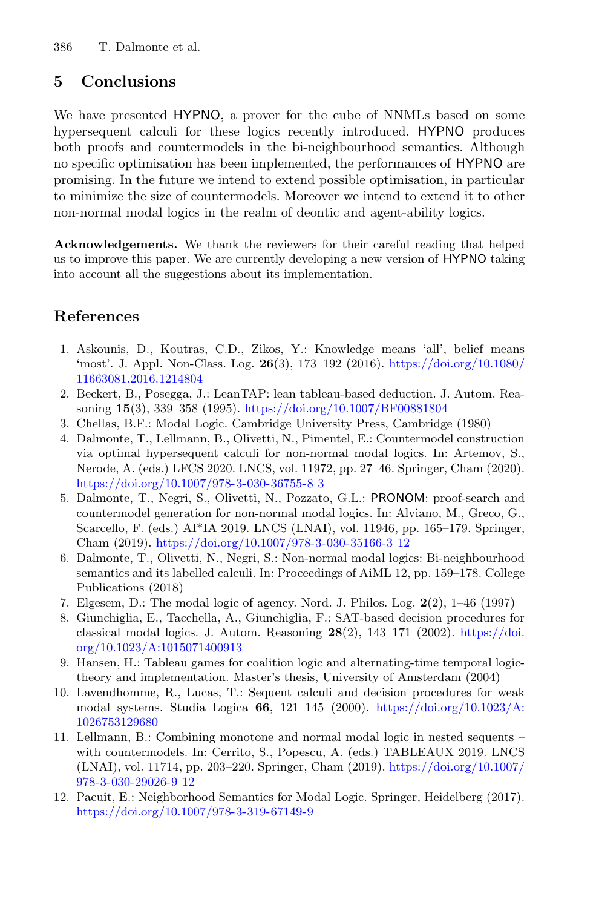## 5 Conclusions

We have presented HYPNO, a prover for the cube of NNMLs based on some hypersequent calculi for these logics recently introduced. HYPNO produces both proofs and countermodels in the bi-neighbourhood semantics. Although no specific optimisation has been implemented, the performances of HYPNO are promising. In the future we intend to extend possible optimisation, in particular to minimize the size of countermodels. Moreover we intend to extend it to other non-normal modal logics in the realm of deontic and agent-ability logics.

**Acknowledgements.** We thank the reviewers for their careful reading that helped us to improve this paper. We are currently developing a new version of HYPNO taking into account all the suggestions about its implementation.

## References

1. Askounis, D., Koutras, C.D., Zikos, Y.: Knowledge means 'all', belief means 'most'. J. Appl. Non-Class. Log. **26**(3), 173–192 (2016). https://doi.org/10.1080/11663081.2016.1214804
2. Beckert, B., Posegga, J.: LeanTAP: lean tableau-based deduction. J. Autom. Reasoning **15**(3), 339–358 (1995). https://doi.org/10.1007/BF00881804
3. Chellas, B.F.: Modal Logic. Cambridge University Press, Cambridge (1980)
4. Dalmonte, T., Lellmann, B., Olivetti, N., Pimentel, E.: Countermodel construction via optimal hypersequent calculi for non-normal modal logics. In: Artemov, S., Nerode, A. (eds.) LFCS 2020. LNCS, vol. 11972, pp. 27–46. Springer, Cham (2020). https://doi.org/10.1007/978-3-030-36755-8_3
5. Dalmonte, T., Negri, S., Olivetti, N., Pozzato, G.L.: PRONOM: proof-search and countermodel generation for non-normal modal logics. In: Alviano, M., Greco, G., Scarcello, F. (eds.) AI*IA 2019. LNCS (LNAI), vol. 11946, pp. 165–179. Springer, Cham (2019). https://doi.org/10.1007/978-3-030-35166-3_12
6. Dalmonte, T., Olivetti, N., Negri, S.: Non-normal modal logics: Bi-neighbourhood semantics and its labelled calculi. In: Proceedings of AiML 12, pp. 159–178. College Publications (2018)
7. Elgesem, D.: The modal logic of agency. Nord. J. Philos. Log. **2**(2), 1–46 (1997)
8. Giunchiglia, E., Tacchella, A., Giunchiglia, F.: SAT-based decision procedures for classical modal logics. J. Autom. Reasoning **28**(2), 143–171 (2002). https://doi.org/10.1023/A:1015071400913
9. Hansen, H.: Tableau games for coalition logic and alternating-time temporal logic-theory and implementation. Master's thesis, University of Amsterdam (2004)
10. Lavendhomme, R., Lucas, T.: Sequent calculi and decision procedures for weak modal systems. Studia Logica **66**, 121–145 (2000). https://doi.org/10.1023/A:1026753129680
11. Lellmann, B.: Combining monotone and normal modal logic in nested sequents – with countermodels. In: Cerrito, S., Popescu, A. (eds.) TABLEAUX 2019. LNCS (LNAI), vol. 11714, pp. 203–220. Springer, Cham (2019). https://doi.org/10.1007/978-3-030-29026-9_12
12. Pacuit, E.: Neighborhood Semantics for Modal Logic. Springer, Heidelberg (2017). https://doi.org/10.1007/978-3-319-67149-9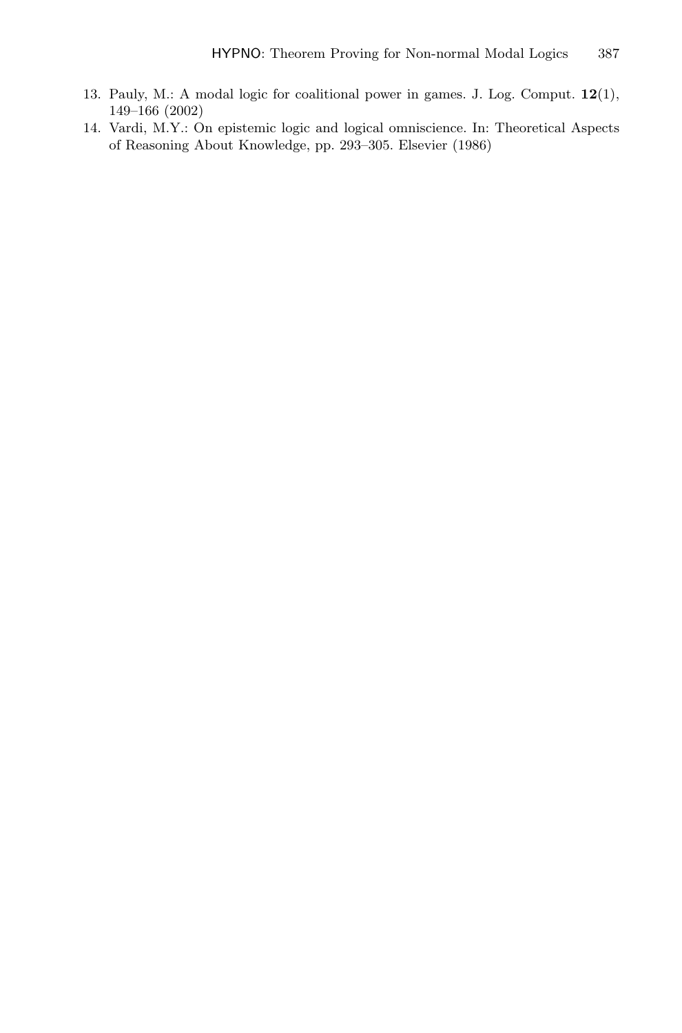13. Pauly, M.: A modal logic for coalitional power in games. J. Log. Comput. **12**(1), 149–166 (2002)
14. Vardi, M.Y.: On epistemic logic and logical omniscience. In: Theoretical Aspects of Reasoning About Knowledge, pp. 293–305. Elsevier (1986)